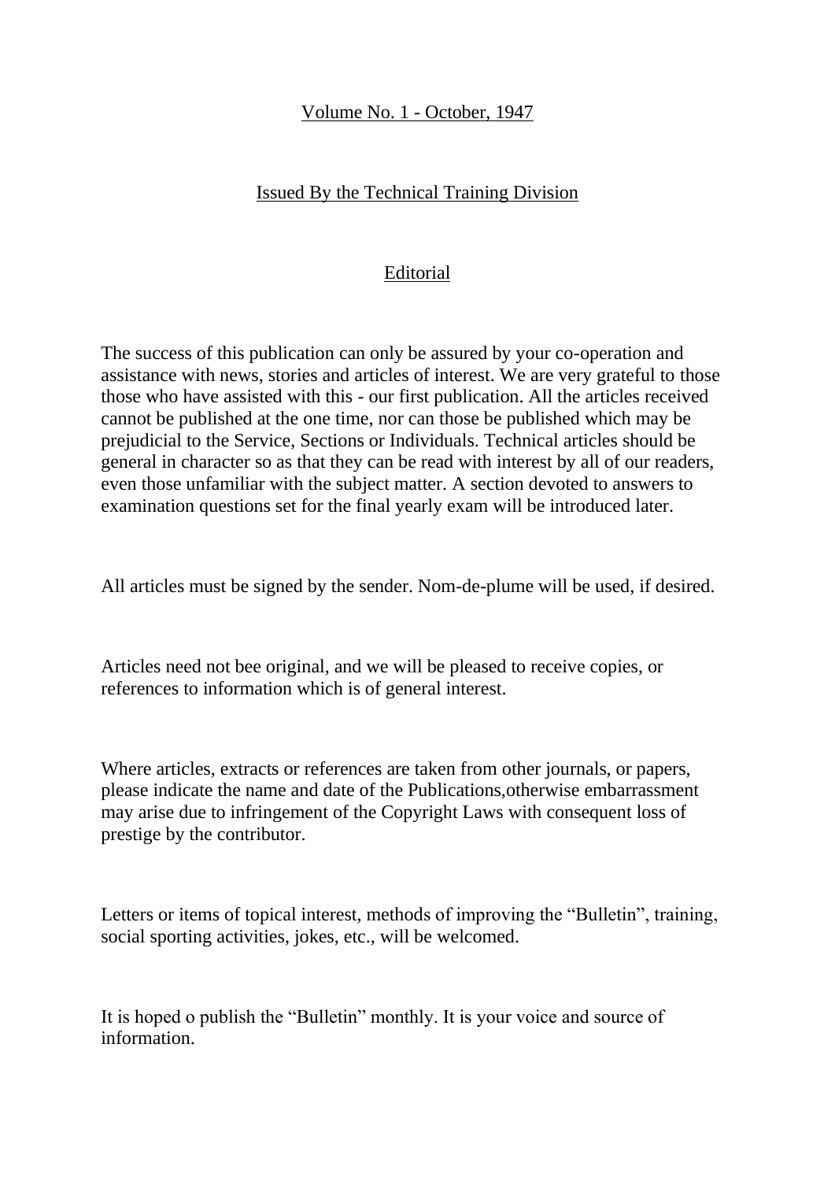Volume No. 1 - October, 1947

Issued By the Technical Training Division

## Editorial

The success of this publication can only be assured by your co-operation and assistance with news, stories and articles of interest. We are very grateful to those those who have assisted with this - our first publication. All the articles received cannot be published at the one time, nor can those be published which may be prejudicial to the Service, Sections or Individuals. Technical articles should be general in character so as that they can be read with interest by all of our readers, even those unfamiliar with the subject matter. A section devoted to answers to examination questions set for the final yearly exam will be introduced later.

All articles must be signed by the sender. Nom-de-plume will be used, if desired.

Articles need not bee original, and we will be pleased to receive copies, or references to information which is of general interest.

Where articles, extracts or references are taken from other journals, or papers, please indicate the name and date of the Publications,otherwise embarrassment may arise due to infringement of the Copyright Laws with consequent loss of prestige by the contributor.

Letters or items of topical interest, methods of improving the "Bulletin", training, social sporting activities, jokes, etc., will be welcomed.

It is hoped o publish the "Bulletin" monthly. It is your voice and source of information.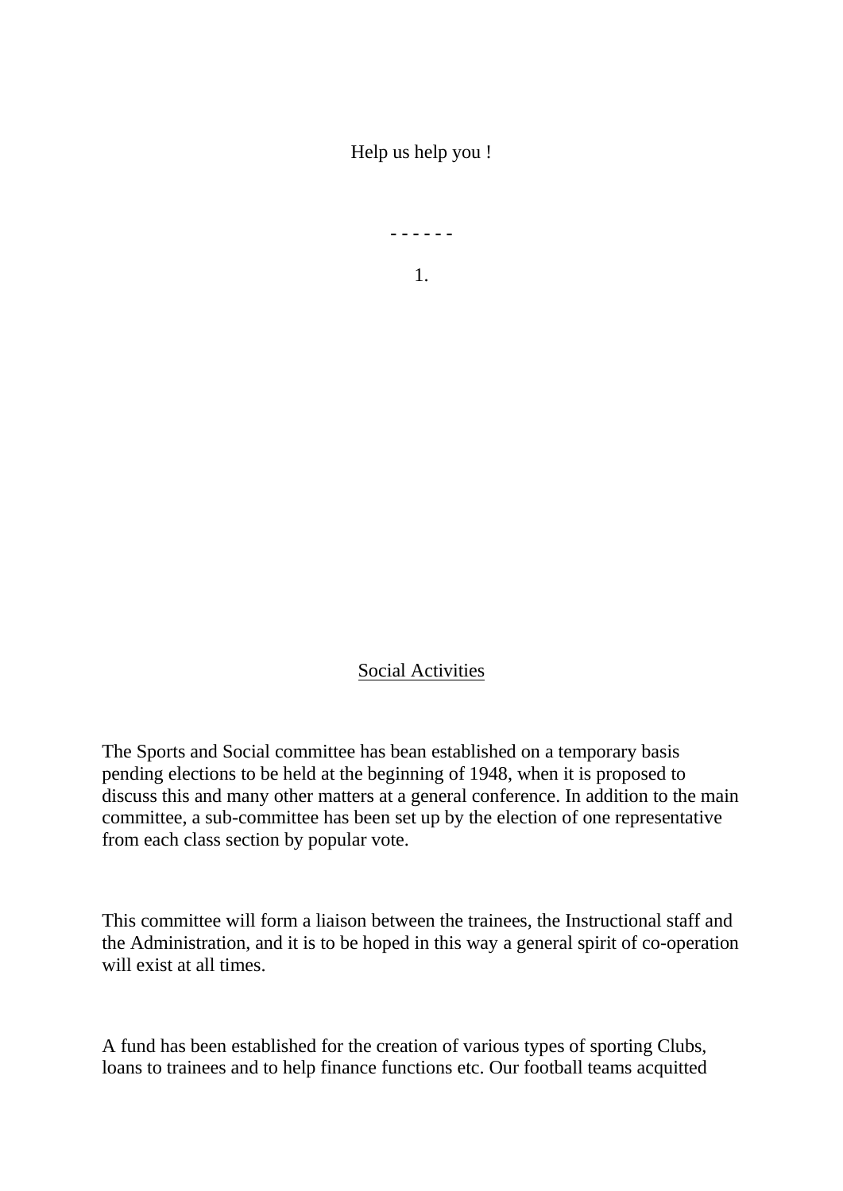Help us help you !

\- - - - - -

1.

## Social Activities

The Sports and Social committee has bean established on a temporary basis pending elections to be held at the beginning of 1948, when it is proposed to discuss this and many other matters at a general conference. In addition to the main committee, a sub-committee has been set up by the election of one representative from each class section by popular vote.

This committee will form a liaison between the trainees, the Instructional staff and the Administration, and it is to be hoped in this way a general spirit of co-operation will exist at all times.

A fund has been established for the creation of various types of sporting Clubs, loans to trainees and to help finance functions etc. Our football teams acquitted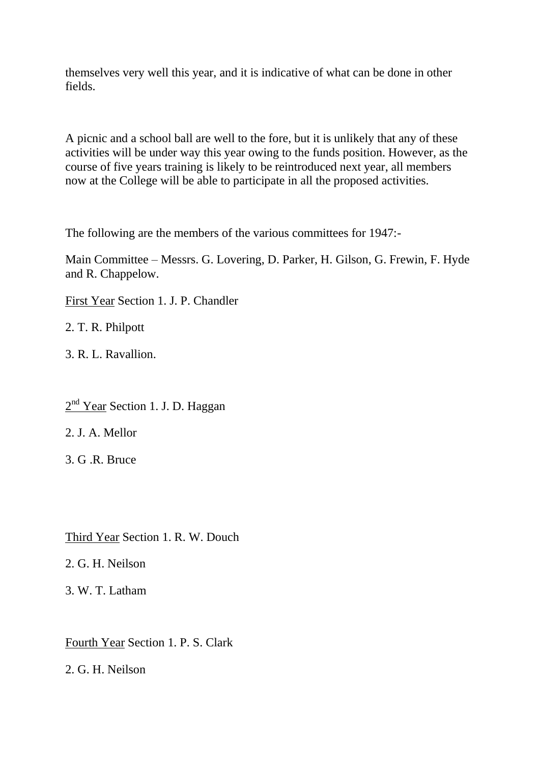themselves very well this year, and it is indicative of what can be done in other fields.

A picnic and a school ball are well to the fore, but it is unlikely that any of these activities will be under way this year owing to the funds position. However, as the course of five years training is likely to be reintroduced next year, all members now at the College will be able to participate in all the proposed activities.

The following are the members of the various committees for 1947:-

Main Committee – Messrs. G. Lovering, D. Parker, H. Gilson, G. Frewin, F. Hyde and R. Chappelow.

<u>First Year</u> Section 1. J. P. Chandler

2. T. R. Philpott

3. R. L. Ravallion.

<u>2nd Year</u> Section 1. J. D. Haggan

2. J. A. Mellor

3. G .R. Bruce

<u>Third Year</u> Section 1. R. W. Douch

2. G. H. Neilson

3. W. T. Latham

<u>Fourth Year</u> Section 1. P. S. Clark

2. G. H. Neilson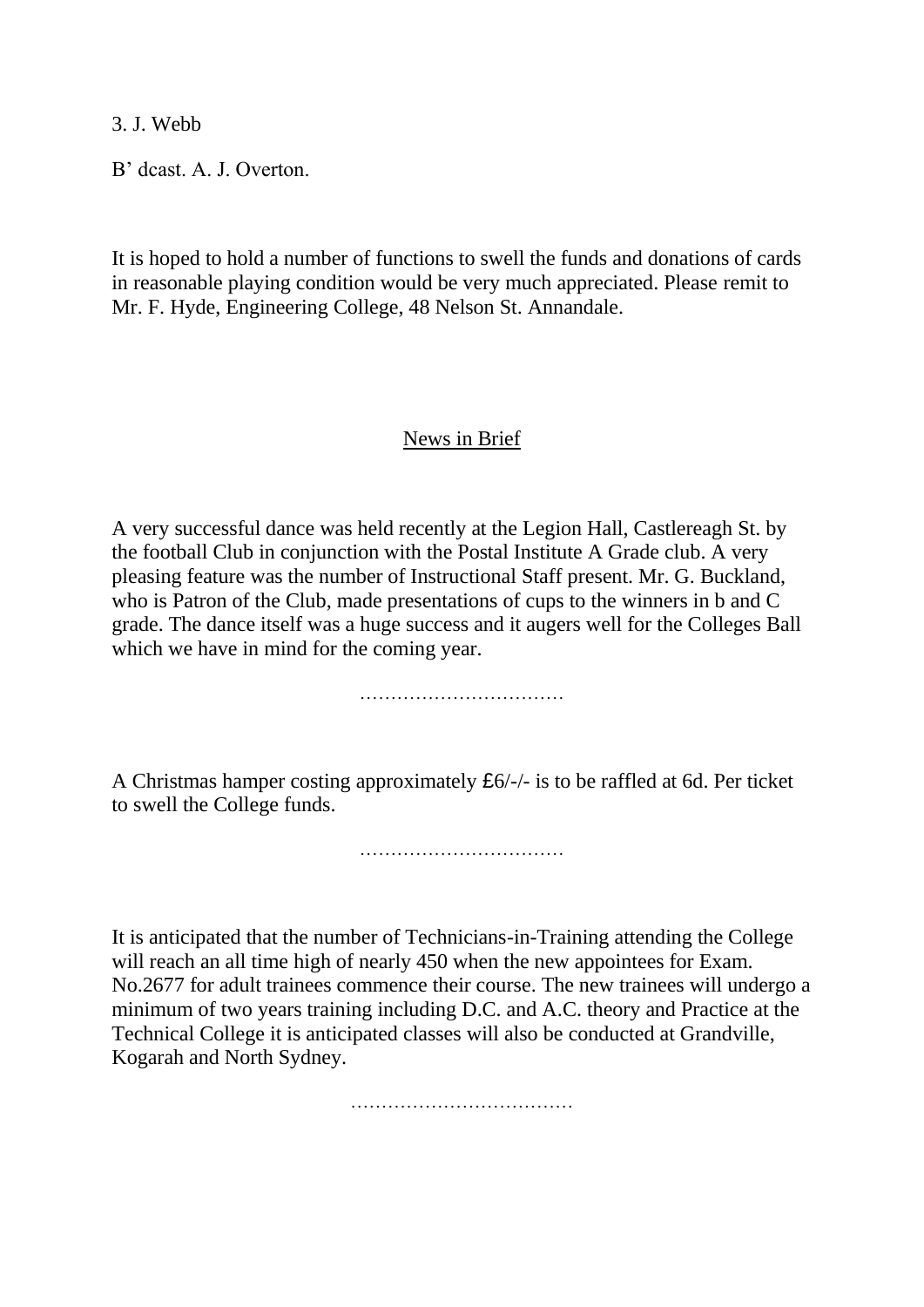3. J. Webb

B' dcast. A. J. Overton.

It is hoped to hold a number of functions to swell the funds and donations of cards in reasonable playing condition would be very much appreciated. Please remit to Mr. F. Hyde, Engineering College, 48 Nelson St. Annandale.

## News in Brief

A very successful dance was held recently at the Legion Hall, Castlereagh St. by the football Club in conjunction with the Postal Institute A Grade club. A very pleasing feature was the number of Instructional Staff present. Mr. G. Buckland, who is Patron of the Club, made presentations of cups to the winners in b and C grade. The dance itself was a huge success and it augers well for the Colleges Ball which we have in mind for the coming year.

……………………………

A Christmas hamper costing approximately £6/-/- is to be raffled at 6d. Per ticket to swell the College funds.

……………………………

It is anticipated that the number of Technicians-in-Training attending the College will reach an all time high of nearly 450 when the new appointees for Exam. No.2677 for adult trainees commence their course. The new trainees will undergo a minimum of two years training including D.C. and A.C. theory and Practice at the Technical College it is anticipated classes will also be conducted at Grandville, Kogarah and North Sydney.

………………………………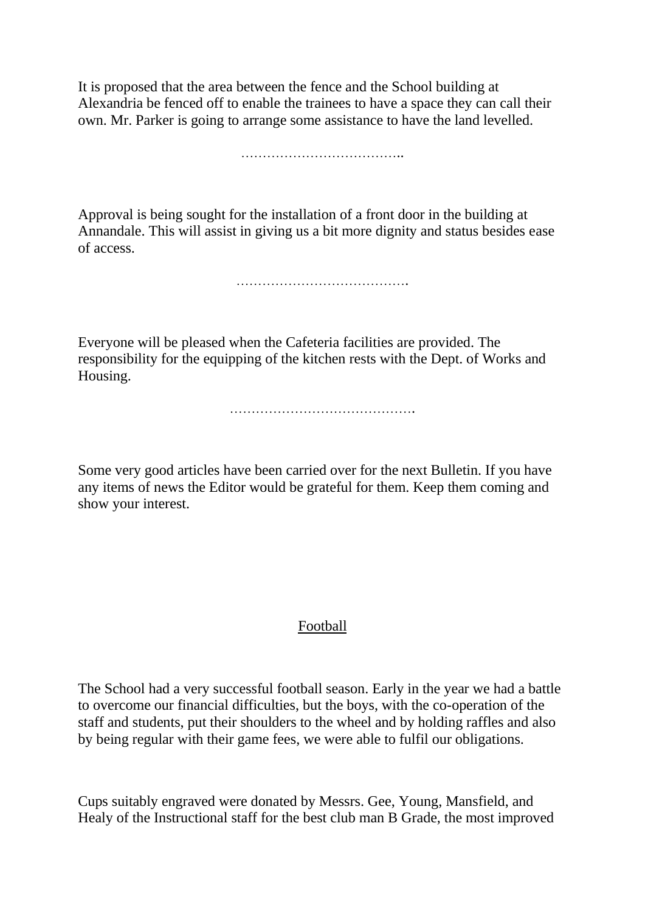It is proposed that the area between the fence and the School building at Alexandria be fenced off to enable the trainees to have a space they can call their own. Mr. Parker is going to arrange some assistance to have the land levelled.

………………………………..

Approval is being sought for the installation of a front door in the building at Annandale. This will assist in giving us a bit more dignity and status besides ease of access.

………………………………….

Everyone will be pleased when the Cafeteria facilities are provided. The responsibility for the equipping of the kitchen rests with the Dept. of Works and Housing.

…………………………………….

Some very good articles have been carried over for the next Bulletin. If you have any items of news the Editor would be grateful for them. Keep them coming and show your interest.

## Football

The School had a very successful football season. Early in the year we had a battle to overcome our financial difficulties, but the boys, with the co-operation of the staff and students, put their shoulders to the wheel and by holding raffles and also by being regular with their game fees, we were able to fulfil our obligations.

Cups suitably engraved were donated by Messrs. Gee, Young, Mansfield, and Healy of the Instructional staff for the best club man B Grade, the most improved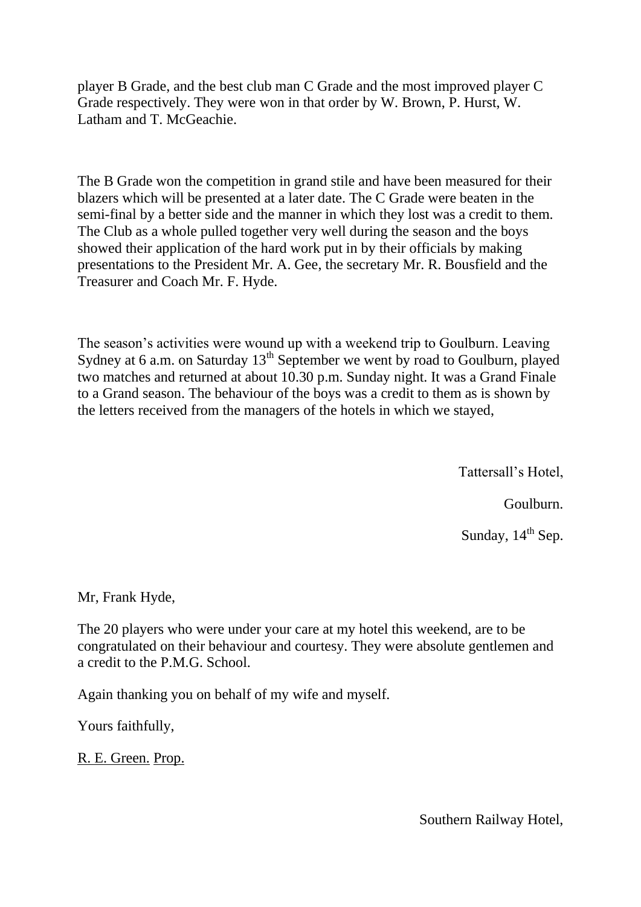player B Grade, and the best club man C Grade and the most improved player C Grade respectively. They were won in that order by W. Brown, P. Hurst, W. Latham and T. McGeachie.

The B Grade won the competition in grand stile and have been measured for their blazers which will be presented at a later date. The C Grade were beaten in the semi-final by a better side and the manner in which they lost was a credit to them. The Club as a whole pulled together very well during the season and the boys showed their application of the hard work put in by their officials by making presentations to the President Mr. A. Gee, the secretary Mr. R. Bousfield and the Treasurer and Coach Mr. F. Hyde.

The season's activities were wound up with a weekend trip to Goulburn. Leaving Sydney at 6 a.m. on Saturday 13th September we went by road to Goulburn, played two matches and returned at about 10.30 p.m. Sunday night. It was a Grand Finale to a Grand season. The behaviour of the boys was a credit to them as is shown by the letters received from the managers of the hotels in which we stayed,

Tattersall's Hotel,

Goulburn.

Sunday, 14th Sep.

Mr, Frank Hyde,

The 20 players who were under your care at my hotel this weekend, are to be congratulated on their behaviour and courtesy. They were absolute gentlemen and a credit to the P.M.G. School.

Again thanking you on behalf of my wife and myself.

Yours faithfully,

R. E. Green. Prop.

Southern Railway Hotel,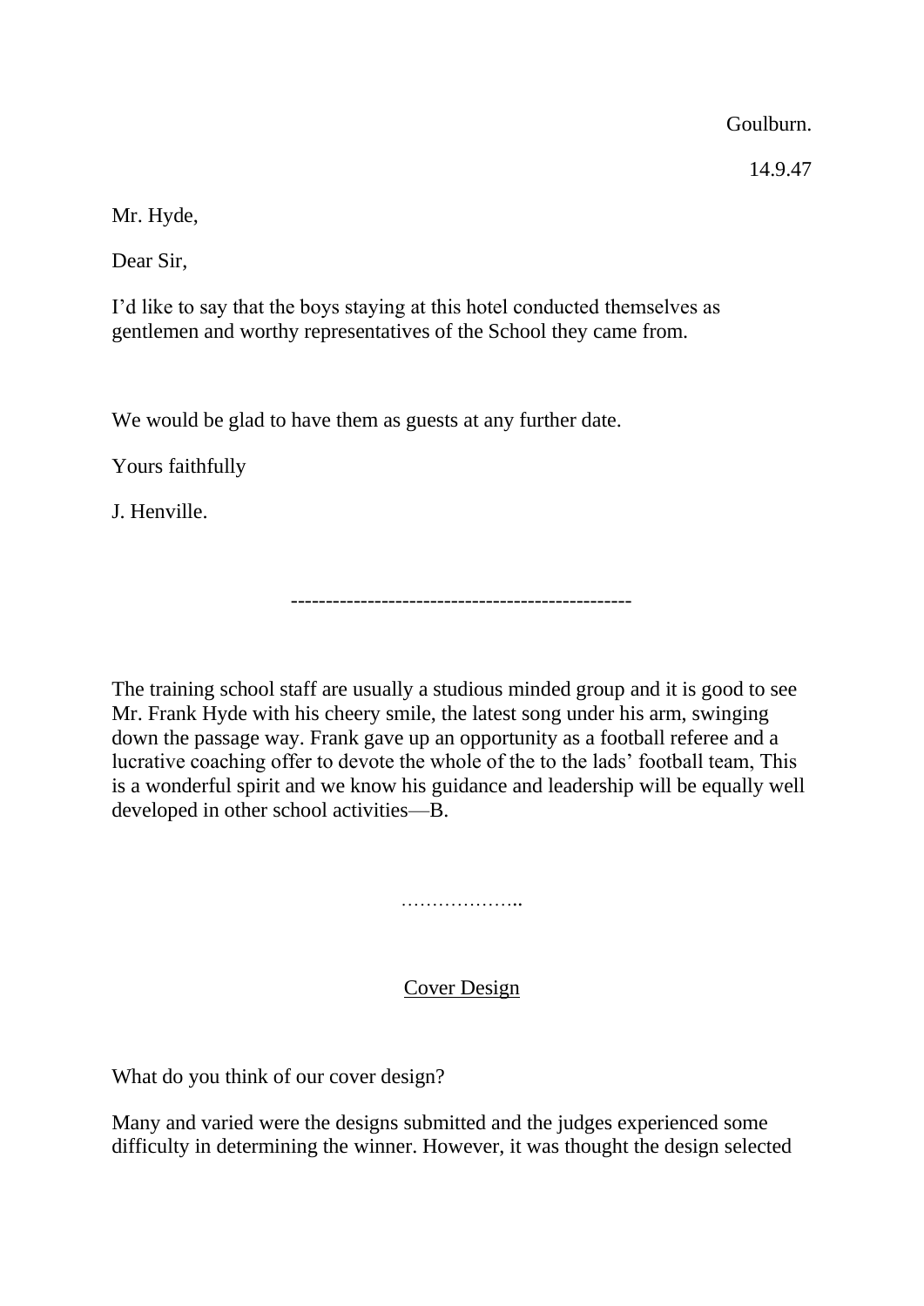Goulburn.

14.9.47

Mr. Hyde,

Dear Sir,

I'd like to say that the boys staying at this hotel conducted themselves as gentlemen and worthy representatives of the School they came from.

We would be glad to have them as guests at any further date.

Yours faithfully

J. Henville.

-------------------------------------------------

The training school staff are usually a studious minded group and it is good to see Mr. Frank Hyde with his cheery smile, the latest song under his arm, swinging down the passage way. Frank gave up an opportunity as a football referee and a lucrative coaching offer to devote the whole of the to the lads' football team, This is a wonderful spirit and we know his guidance and leadership will be equally well developed in other school activities—B.

………………..

<u>Cover Design</u>

What do you think of our cover design?

Many and varied were the designs submitted and the judges experienced some difficulty in determining the winner. However, it was thought the design selected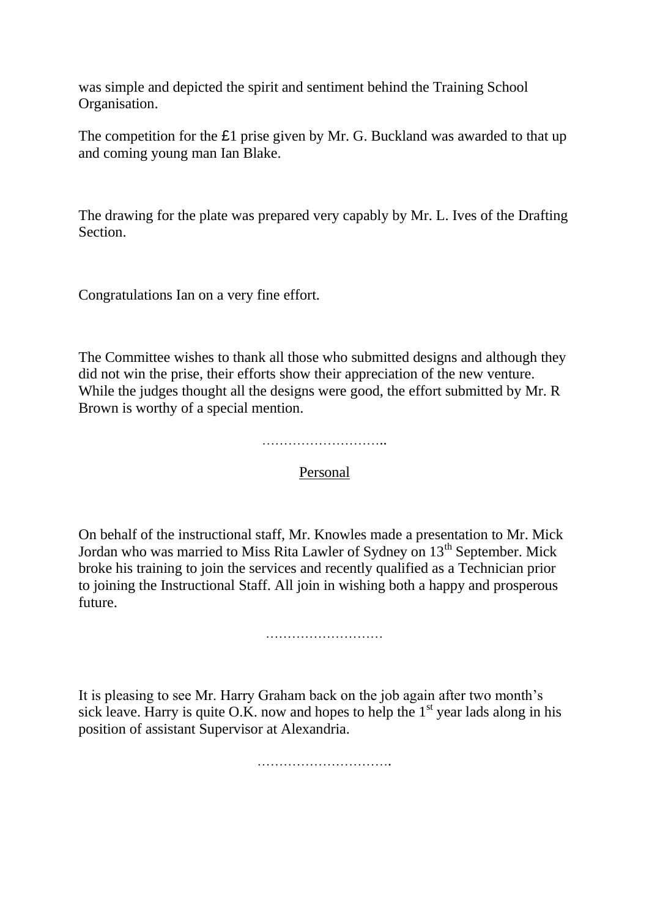was simple and depicted the spirit and sentiment behind the Training School Organisation.

The competition for the £1 prise given by Mr. G. Buckland was awarded to that up and coming young man Ian Blake.

The drawing for the plate was prepared very capably by Mr. L. Ives of the Drafting Section.

Congratulations Ian on a very fine effort.

The Committee wishes to thank all those who submitted designs and although they did not win the prise, their efforts show their appreciation of the new venture. While the judges thought all the designs were good, the effort submitted by Mr. R Brown is worthy of a special mention.

………………………..

<u>Personal</u>

On behalf of the instructional staff, Mr. Knowles made a presentation to Mr. Mick Jordan who was married to Miss Rita Lawler of Sydney on 13th September. Mick broke his training to join the services and recently qualified as a Technician prior to joining the Instructional Staff. All join in wishing both a happy and prosperous future.

………………………

It is pleasing to see Mr. Harry Graham back on the job again after two month's sick leave. Harry is quite O.K. now and hopes to help the 1st year lads along in his position of assistant Supervisor at Alexandria.

………………………….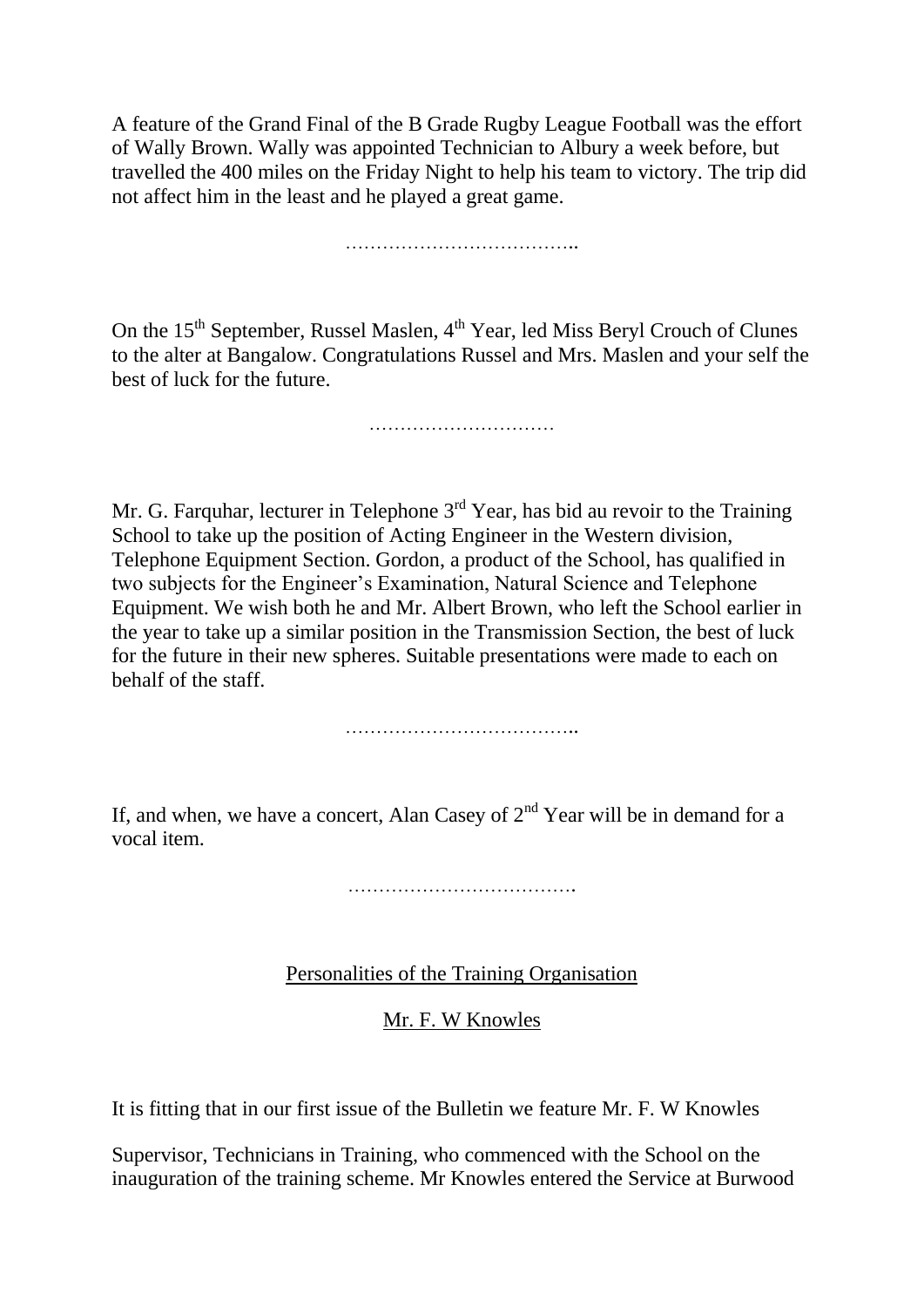A feature of the Grand Final of the B Grade Rugby League Football was the effort of Wally Brown. Wally was appointed Technician to Albury a week before, but travelled the 400 miles on the Friday Night to help his team to victory. The trip did not affect him in the least and he played a great game.

………………………………..

On the 15th September, Russel Maslen, 4th Year, led Miss Beryl Crouch of Clunes to the alter at Bangalow. Congratulations Russel and Mrs. Maslen and your self the best of luck for the future.

…………………………

Mr. G. Farquhar, lecturer in Telephone 3rd Year, has bid au revoir to the Training School to take up the position of Acting Engineer in the Western division, Telephone Equipment Section. Gordon, a product of the School, has qualified in two subjects for the Engineer's Examination, Natural Science and Telephone Equipment. We wish both he and Mr. Albert Brown, who left the School earlier in the year to take up a similar position in the Transmission Section, the best of luck for the future in their new spheres. Suitable presentations were made to each on behalf of the staff.

………………………………..

If, and when, we have a concert, Alan Casey of 2nd Year will be in demand for a vocal item.

……………………………….

<u>Personalities of the Training Organisation</u>

<u>Mr. F. W Knowles</u>

It is fitting that in our first issue of the Bulletin we feature Mr. F. W Knowles

Supervisor, Technicians in Training, who commenced with the School on the inauguration of the training scheme. Mr Knowles entered the Service at Burwood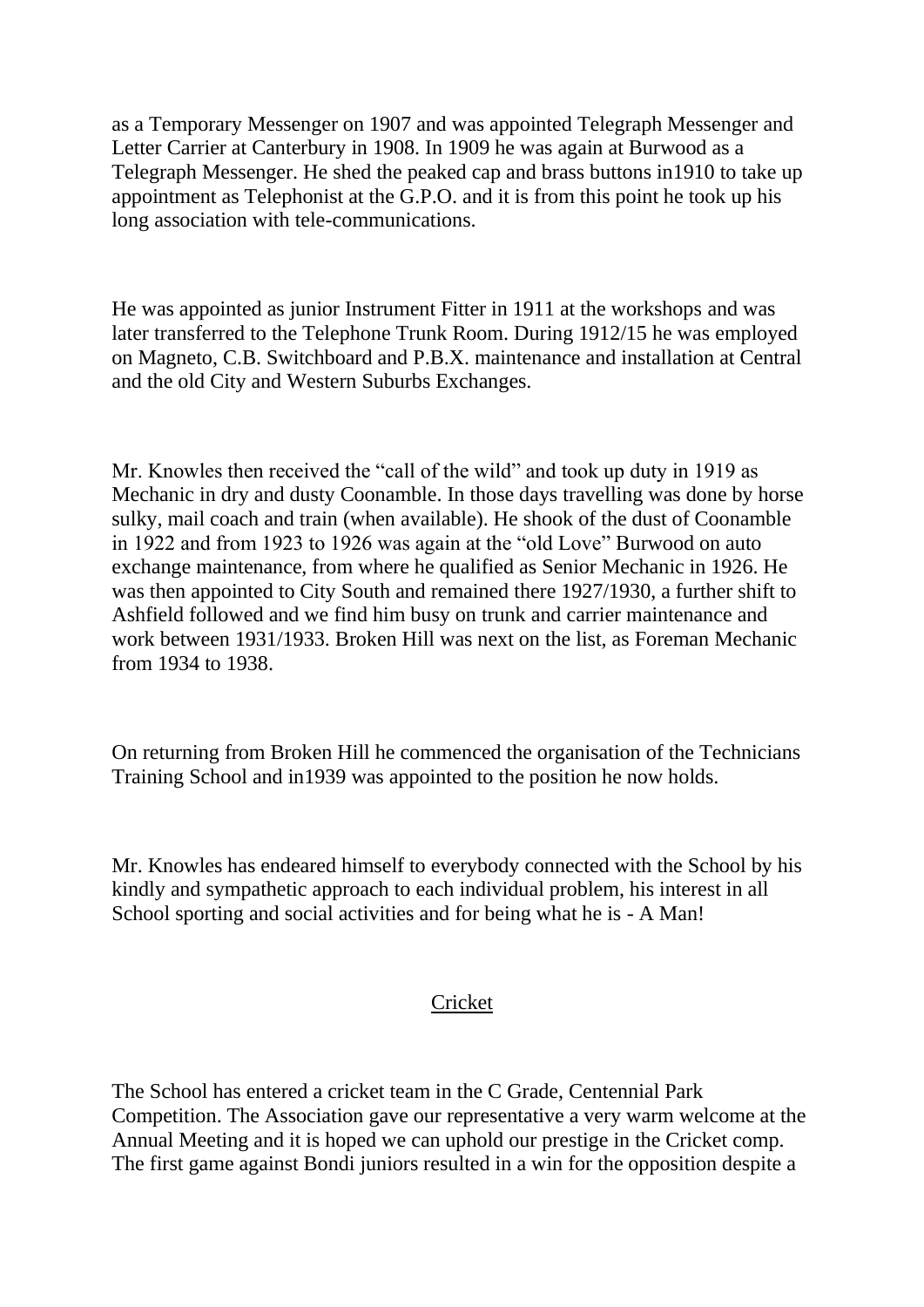as a Temporary Messenger on 1907 and was appointed Telegraph Messenger and Letter Carrier at Canterbury in 1908. In 1909 he was again at Burwood as a Telegraph Messenger. He shed the peaked cap and brass buttons in1910 to take up appointment as Telephonist at the G.P.O. and it is from this point he took up his long association with tele-communications.

He was appointed as junior Instrument Fitter in 1911 at the workshops and was later transferred to the Telephone Trunk Room. During 1912/15 he was employed on Magneto, C.B. Switchboard and P.B.X. maintenance and installation at Central and the old City and Western Suburbs Exchanges.

Mr. Knowles then received the "call of the wild" and took up duty in 1919 as Mechanic in dry and dusty Coonamble. In those days travelling was done by horse sulky, mail coach and train (when available). He shook of the dust of Coonamble in 1922 and from 1923 to 1926 was again at the "old Love" Burwood on auto exchange maintenance, from where he qualified as Senior Mechanic in 1926. He was then appointed to City South and remained there 1927/1930, a further shift to Ashfield followed and we find him busy on trunk and carrier maintenance and work between 1931/1933. Broken Hill was next on the list, as Foreman Mechanic from 1934 to 1938.

On returning from Broken Hill he commenced the organisation of the Technicians Training School and in1939 was appointed to the position he now holds.

Mr. Knowles has endeared himself to everybody connected with the School by his kindly and sympathetic approach to each individual problem, his interest in all School sporting and social activities and for being what he is - A Man!

## Cricket

The School has entered a cricket team in the C Grade, Centennial Park Competition. The Association gave our representative a very warm welcome at the Annual Meeting and it is hoped we can uphold our prestige in the Cricket comp. The first game against Bondi juniors resulted in a win for the opposition despite a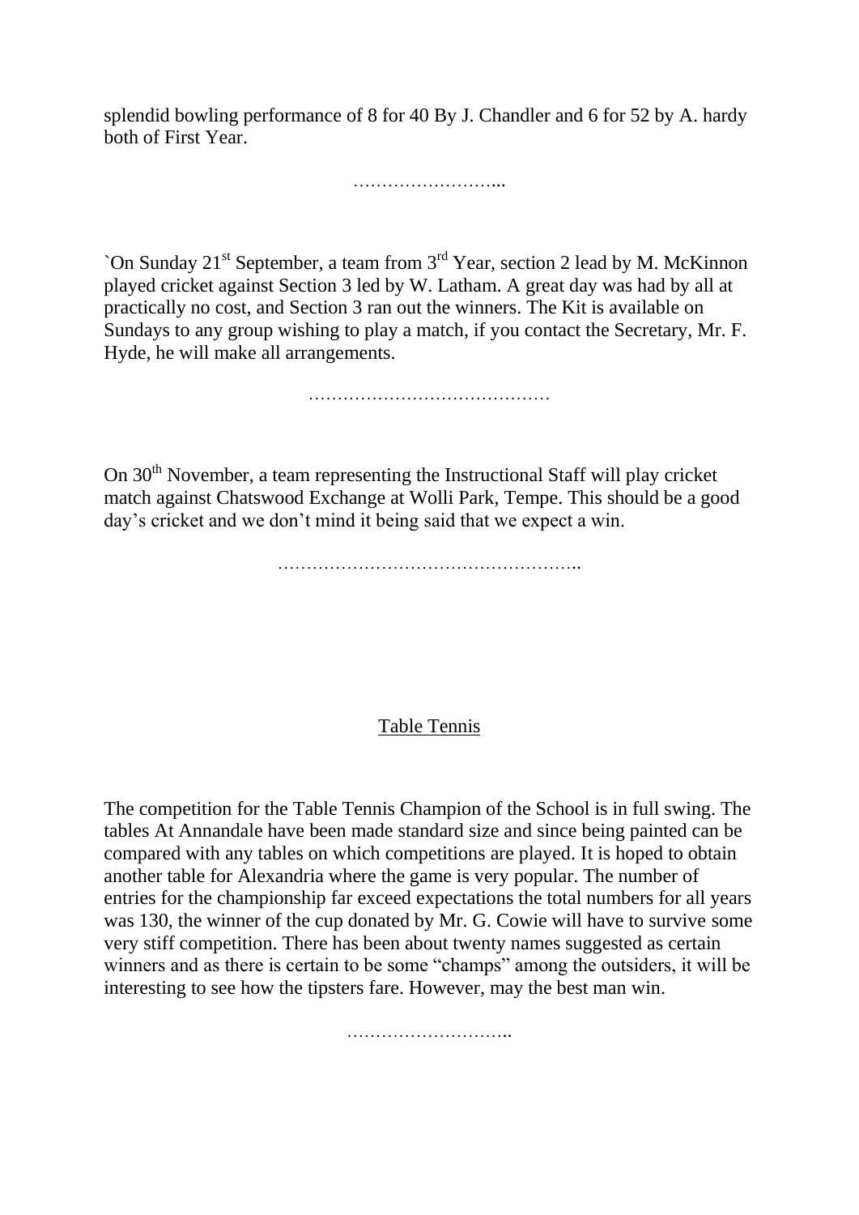splendid bowling performance of 8 for 40 By J. Chandler and 6 for 52 by A. hardy both of First Year.

……………………...

`On Sunday 21st September, a team from 3rd Year, section 2 lead by M. McKinnon played cricket against Section 3 led by W. Latham. A great day was had by all at practically no cost, and Section 3 ran out the winners. The Kit is available on Sundays to any group wishing to play a match, if you contact the Secretary, Mr. F. Hyde, he will make all arrangements.

……………………………………

On 30th November, a team representing the Instructional Staff will play cricket match against Chatswood Exchange at Wolli Park, Tempe. This should be a good day's cricket and we don't mind it being said that we expect a win.

……………………………………………..

## Table Tennis

The competition for the Table Tennis Champion of the School is in full swing. The tables At Annandale have been made standard size and since being painted can be compared with any tables on which competitions are played. It is hoped to obtain another table for Alexandria where the game is very popular. The number of entries for the championship far exceed expectations the total numbers for all years was 130, the winner of the cup donated by Mr. G. Cowie will have to survive some very stiff competition. There has been about twenty names suggested as certain winners and as there is certain to be some "champs" among the outsiders, it will be interesting to see how the tipsters fare. However, may the best man win.

………………………..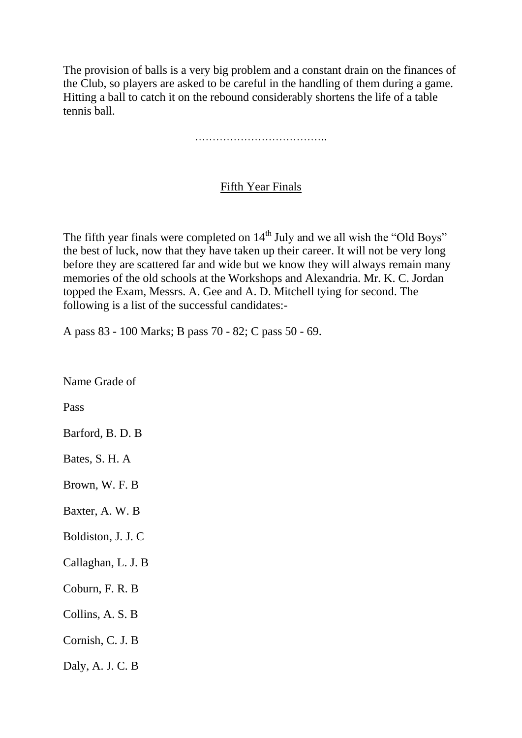The provision of balls is a very big problem and a constant drain on the finances of the Club, so players are asked to be careful in the handling of them during a game. Hitting a ball to catch it on the rebound considerably shortens the life of a table tennis ball.

………………………………..

## Fifth Year Finals

The fifth year finals were completed on 14th July and we all wish the "Old Boys" the best of luck, now that they have taken up their career. It will not be very long before they are scattered far and wide but we know they will always remain many memories of the old schools at the Workshops and Alexandria. Mr. K. C. Jordan topped the Exam, Messrs. A. Gee and A. D. Mitchell tying for second. The following is a list of the successful candidates:-

A pass 83 - 100 Marks; B pass 70 - 82; C pass 50 - 69.

| Name | Grade of Pass |
| --- | --- |
| Barford, B. D. | B |
| Bates, S. H. | A |
| Brown, W. F. | B |
| Baxter, A. W. | B |
| Boldiston, J. J. | C |
| Callaghan, L. J. | B |
| Coburn, F. R. | B |
| Collins, A. S. | B |
| Cornish, C. J. | B |
| Daly, A. J. C. | B |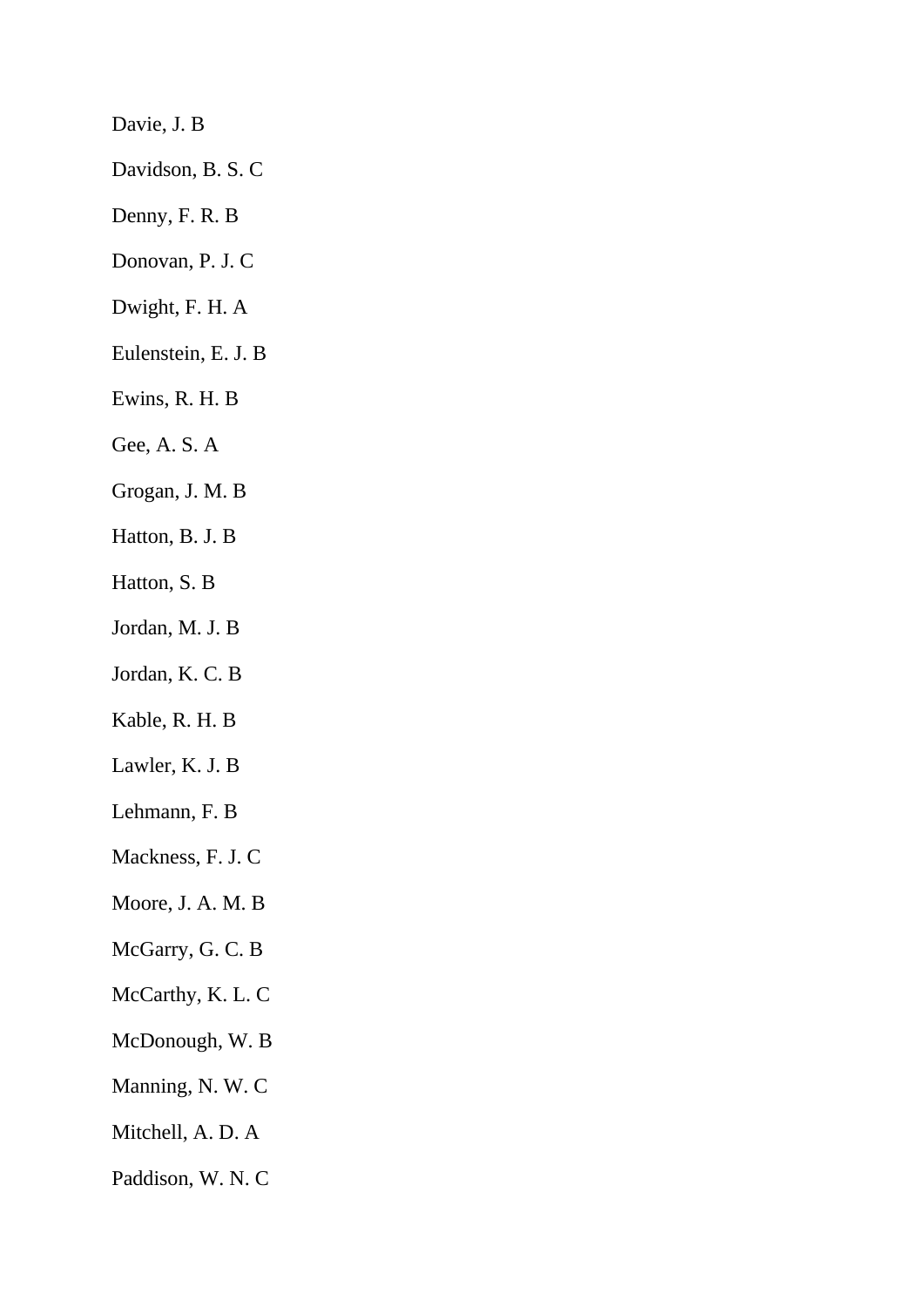Davie, J. B

Davidson, B. S. C

Denny, F. R. B

Donovan, P. J. C

Dwight, F. H. A

Eulenstein, E. J. B

Ewins, R. H. B

Gee, A. S. A

Grogan, J. M. B

Hatton, B. J. B

Hatton, S. B

Jordan, M. J. B

Jordan, K. C. B

Kable, R. H. B

Lawler, K. J. B

Lehmann, F. B

Mackness, F. J. C

Moore, J. A. M. B

McGarry, G. C. B

McCarthy, K. L. C

McDonough, W. B

Manning, N. W. C

Mitchell, A. D. A

Paddison, W. N. C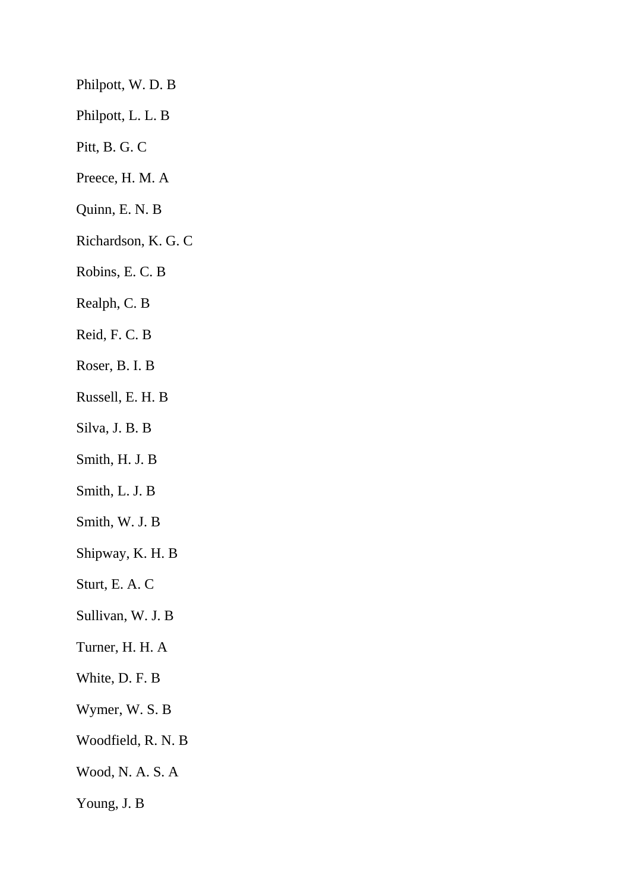Philpott, W. D. B

Philpott, L. L. B

Pitt, B. G. C

Preece, H. M. A

Quinn, E. N. B

Richardson, K. G. C

Robins, E. C. B

Realph, C. B

Reid, F. C. B

Roser, B. I. B

Russell, E. H. B

Silva, J. B. B

Smith, H. J. B

Smith, L. J. B

Smith, W. J. B

Shipway, K. H. B

Sturt, E. A. C

Sullivan, W. J. B

Turner, H. H. A

White, D. F. B

Wymer, W. S. B

Woodfield, R. N. B

Wood, N. A. S. A

Young, J. B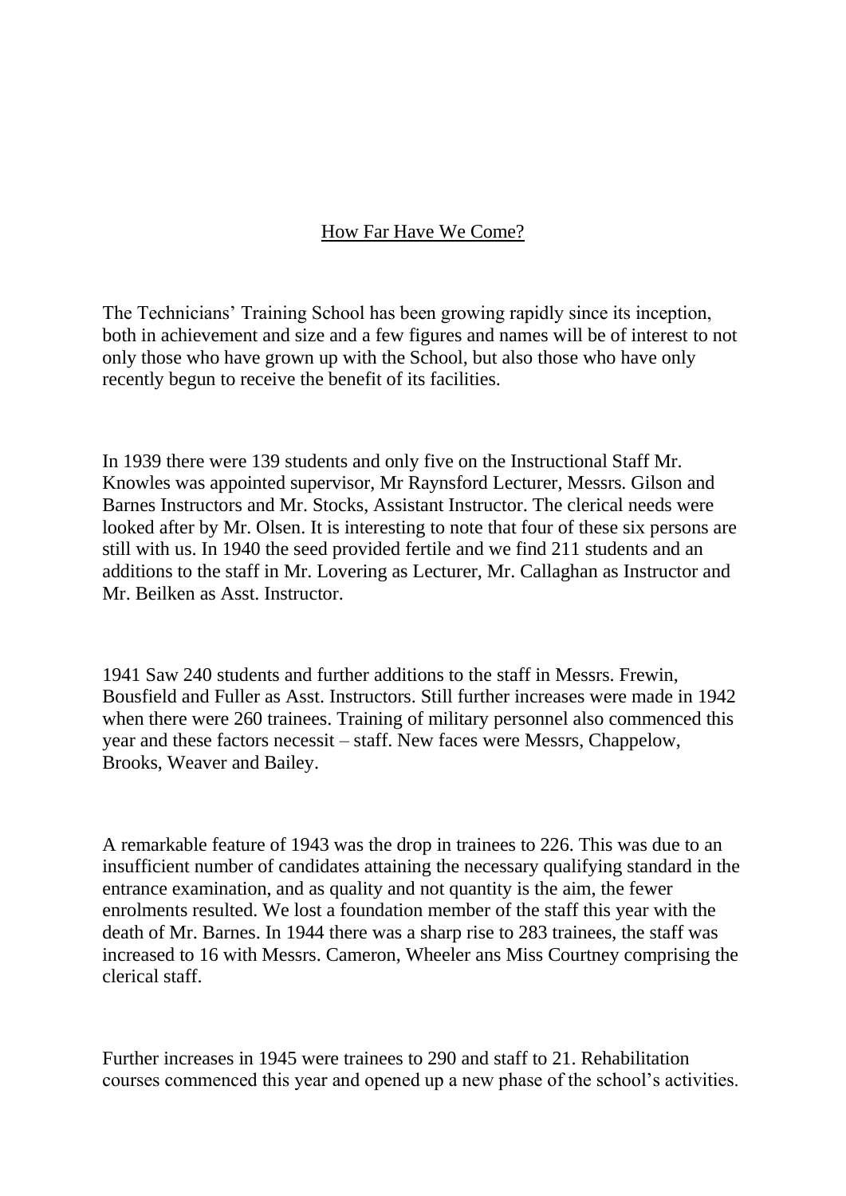<u>How Far Have We Come?</u>

The Technicians' Training School has been growing rapidly since its inception, both in achievement and size and a few figures and names will be of interest to not only those who have grown up with the School, but also those who have only recently begun to receive the benefit of its facilities.

In 1939 there were 139 students and only five on the Instructional Staff Mr. Knowles was appointed supervisor, Mr Raynsford Lecturer, Messrs. Gilson and Barnes Instructors and Mr. Stocks, Assistant Instructor. The clerical needs were looked after by Mr. Olsen. It is interesting to note that four of these six persons are still with us. In 1940 the seed provided fertile and we find 211 students and an additions to the staff in Mr. Lovering as Lecturer, Mr. Callaghan as Instructor and Mr. Beilken as Asst. Instructor.

1941 Saw 240 students and further additions to the staff in Messrs. Frewin, Bousfield and Fuller as Asst. Instructors. Still further increases were made in 1942 when there were 260 trainees. Training of military personnel also commenced this year and these factors necessit – staff. New faces were Messrs, Chappelow, Brooks, Weaver and Bailey.

A remarkable feature of 1943 was the drop in trainees to 226. This was due to an insufficient number of candidates attaining the necessary qualifying standard in the entrance examination, and as quality and not quantity is the aim, the fewer enrolments resulted. We lost a foundation member of the staff this year with the death of Mr. Barnes. In 1944 there was a sharp rise to 283 trainees, the staff was increased to 16 with Messrs. Cameron, Wheeler ans Miss Courtney comprising the clerical staff.

Further increases in 1945 were trainees to 290 and staff to 21. Rehabilitation courses commenced this year and opened up a new phase of the school's activities.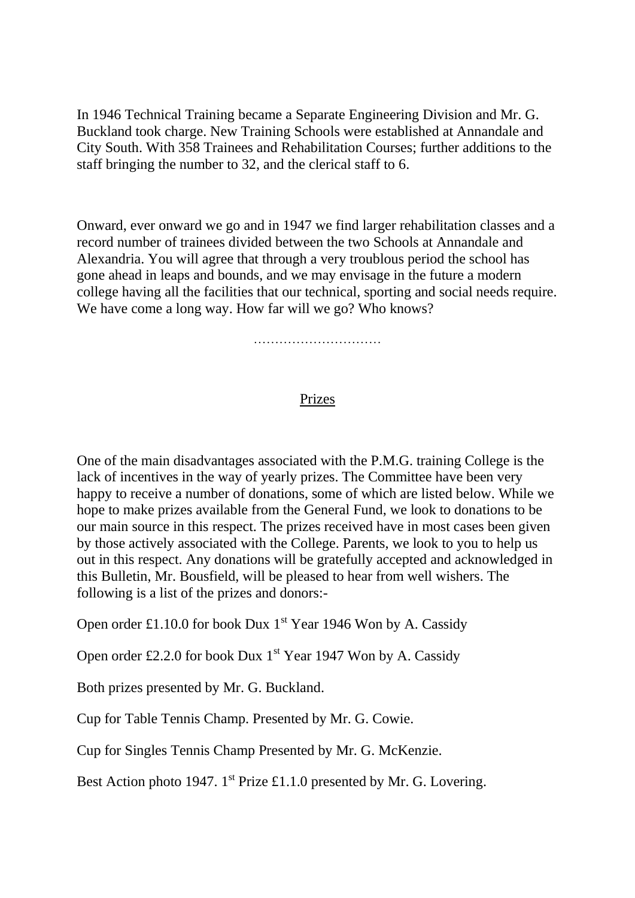In 1946 Technical Training became a Separate Engineering Division and Mr. G. Buckland took charge. New Training Schools were established at Annandale and City South. With 358 Trainees and Rehabilitation Courses; further additions to the staff bringing the number to 32, and the clerical staff to 6.

Onward, ever onward we go and in 1947 we find larger rehabilitation classes and a record number of trainees divided between the two Schools at Annandale and Alexandria. You will agree that through a very troublous period the school has gone ahead in leaps and bounds, and we may envisage in the future a modern college having all the facilities that our technical, sporting and social needs require. We have come a long way. How far will we go? Who knows?

…………………………

## Prizes

One of the main disadvantages associated with the P.M.G. training College is the lack of incentives in the way of yearly prizes. The Committee have been very happy to receive a number of donations, some of which are listed below. While we hope to make prizes available from the General Fund, we look to donations to be our main source in this respect. The prizes received have in most cases been given by those actively associated with the College. Parents, we look to you to help us out in this respect. Any donations will be gratefully accepted and acknowledged in this Bulletin, Mr. Bousfield, will be pleased to hear from well wishers. The following is a list of the prizes and donors:-

Open order £1.10.0 for book Dux 1st Year 1946 Won by A. Cassidy

Open order £2.2.0 for book Dux 1st Year 1947 Won by A. Cassidy

Both prizes presented by Mr. G. Buckland.

Cup for Table Tennis Champ. Presented by Mr. G. Cowie.

Cup for Singles Tennis Champ Presented by Mr. G. McKenzie.

Best Action photo 1947. 1st Prize £1.1.0 presented by Mr. G. Lovering.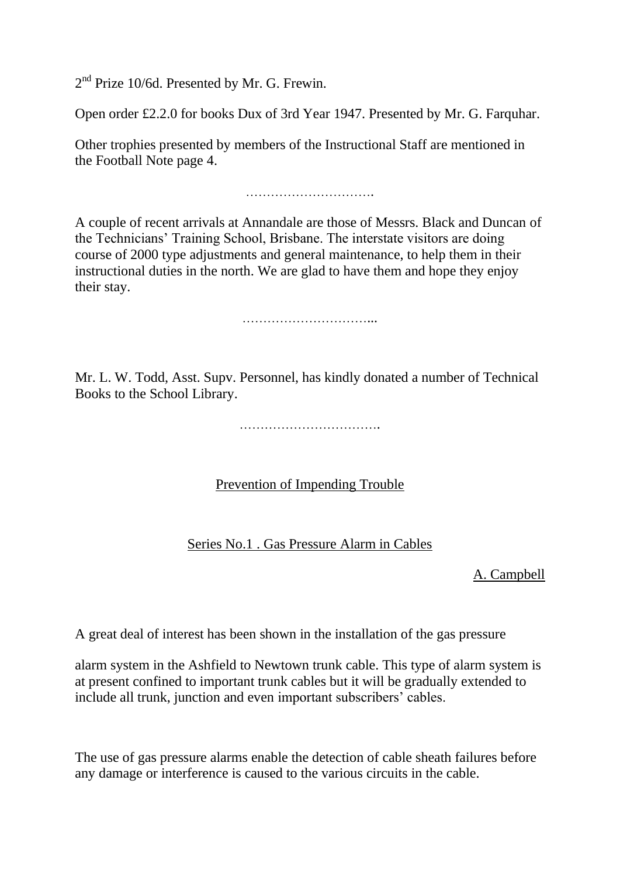2nd Prize 10/6d. Presented by Mr. G. Frewin.

Open order £2.2.0 for books Dux of 3rd Year 1947. Presented by Mr. G. Farquhar.

Other trophies presented by members of the Instructional Staff are mentioned in the Football Note page 4.

………………………….

A couple of recent arrivals at Annandale are those of Messrs. Black and Duncan of the Technicians' Training School, Brisbane. The interstate visitors are doing course of 2000 type adjustments and general maintenance, to help them in their instructional duties in the north. We are glad to have them and hope they enjoy their stay.

…………………………...

Mr. L. W. Todd, Asst. Supv. Personnel, has kindly donated a number of Technical Books to the School Library.

…………………………….

## Prevention of Impending Trouble

### Series No.1 . Gas Pressure Alarm in Cables

A. Campbell

A great deal of interest has been shown in the installation of the gas pressure

alarm system in the Ashfield to Newtown trunk cable. This type of alarm system is at present confined to important trunk cables but it will be gradually extended to include all trunk, junction and even important subscribers' cables.

The use of gas pressure alarms enable the detection of cable sheath failures before any damage or interference is caused to the various circuits in the cable.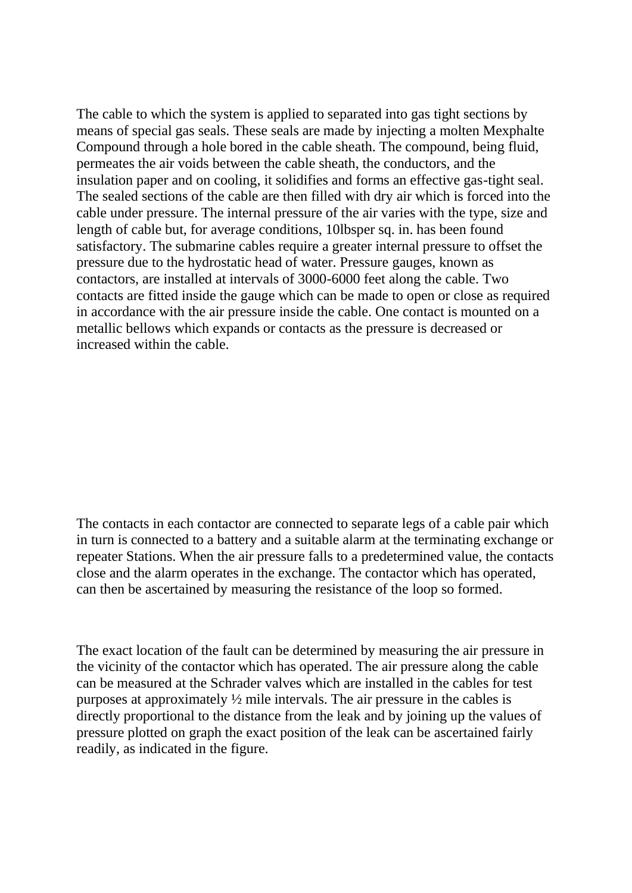The cable to which the system is applied to separated into gas tight sections by means of special gas seals. These seals are made by injecting a molten Mexphalte Compound through a hole bored in the cable sheath. The compound, being fluid, permeates the air voids between the cable sheath, the conductors, and the insulation paper and on cooling, it solidifies and forms an effective gas-tight seal. The sealed sections of the cable are then filled with dry air which is forced into the cable under pressure. The internal pressure of the air varies with the type, size and length of cable but, for average conditions, 10lbsper sq. in. has been found satisfactory. The submarine cables require a greater internal pressure to offset the pressure due to the hydrostatic head of water. Pressure gauges, known as contactors, are installed at intervals of 3000-6000 feet along the cable. Two contacts are fitted inside the gauge which can be made to open or close as required in accordance with the air pressure inside the cable. One contact is mounted on a metallic bellows which expands or contacts as the pressure is decreased or increased within the cable.

The contacts in each contactor are connected to separate legs of a cable pair which in turn is connected to a battery and a suitable alarm at the terminating exchange or repeater Stations. When the air pressure falls to a predetermined value, the contacts close and the alarm operates in the exchange. The contactor which has operated, can then be ascertained by measuring the resistance of the loop so formed.

The exact location of the fault can be determined by measuring the air pressure in the vicinity of the contactor which has operated. The air pressure along the cable can be measured at the Schrader valves which are installed in the cables for test purposes at approximately ½ mile intervals. The air pressure in the cables is directly proportional to the distance from the leak and by joining up the values of pressure plotted on graph the exact position of the leak can be ascertained fairly readily, as indicated in the figure.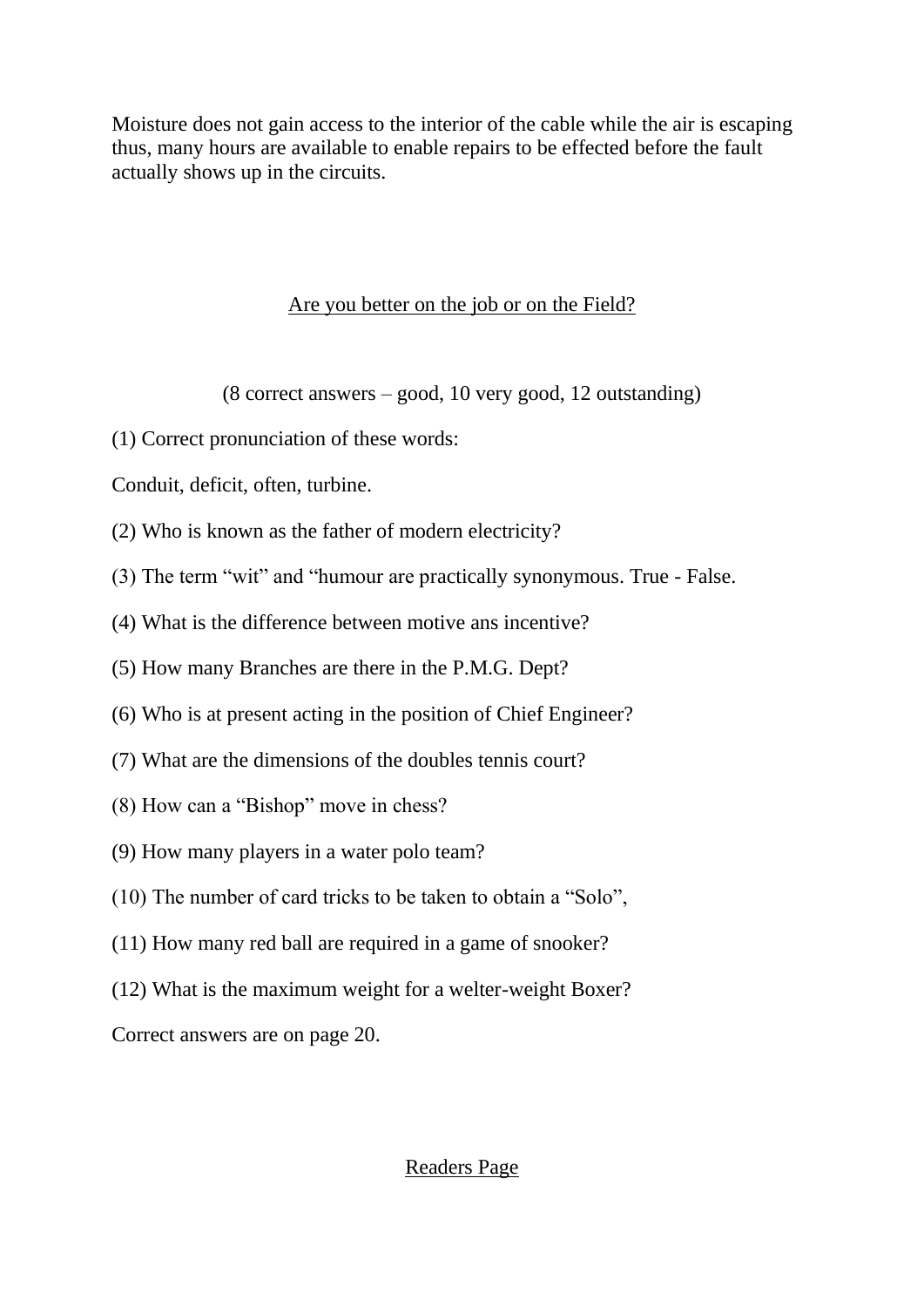Moisture does not gain access to the interior of the cable while the air is escaping thus, many hours are available to enable repairs to be effected before the fault actually shows up in the circuits.

## Are you better on the job or on the Field?

(8 correct answers – good, 10 very good, 12 outstanding)

(1) Correct pronunciation of these words:

Conduit, deficit, often, turbine.

(2) Who is known as the father of modern electricity?

(3) The term “wit” and “humour are practically synonymous. True - False.

(4) What is the difference between motive ans incentive?

(5) How many Branches are there in the P.M.G. Dept?

(6) Who is at present acting in the position of Chief Engineer?

(7) What are the dimensions of the doubles tennis court?

(8) How can a “Bishop” move in chess?

(9) How many players in a water polo team?

(10) The number of card tricks to be taken to obtain a “Solo”,

(11) How many red ball are required in a game of snooker?

(12) What is the maximum weight for a welter-weight Boxer?

Correct answers are on page 20.

## Readers Page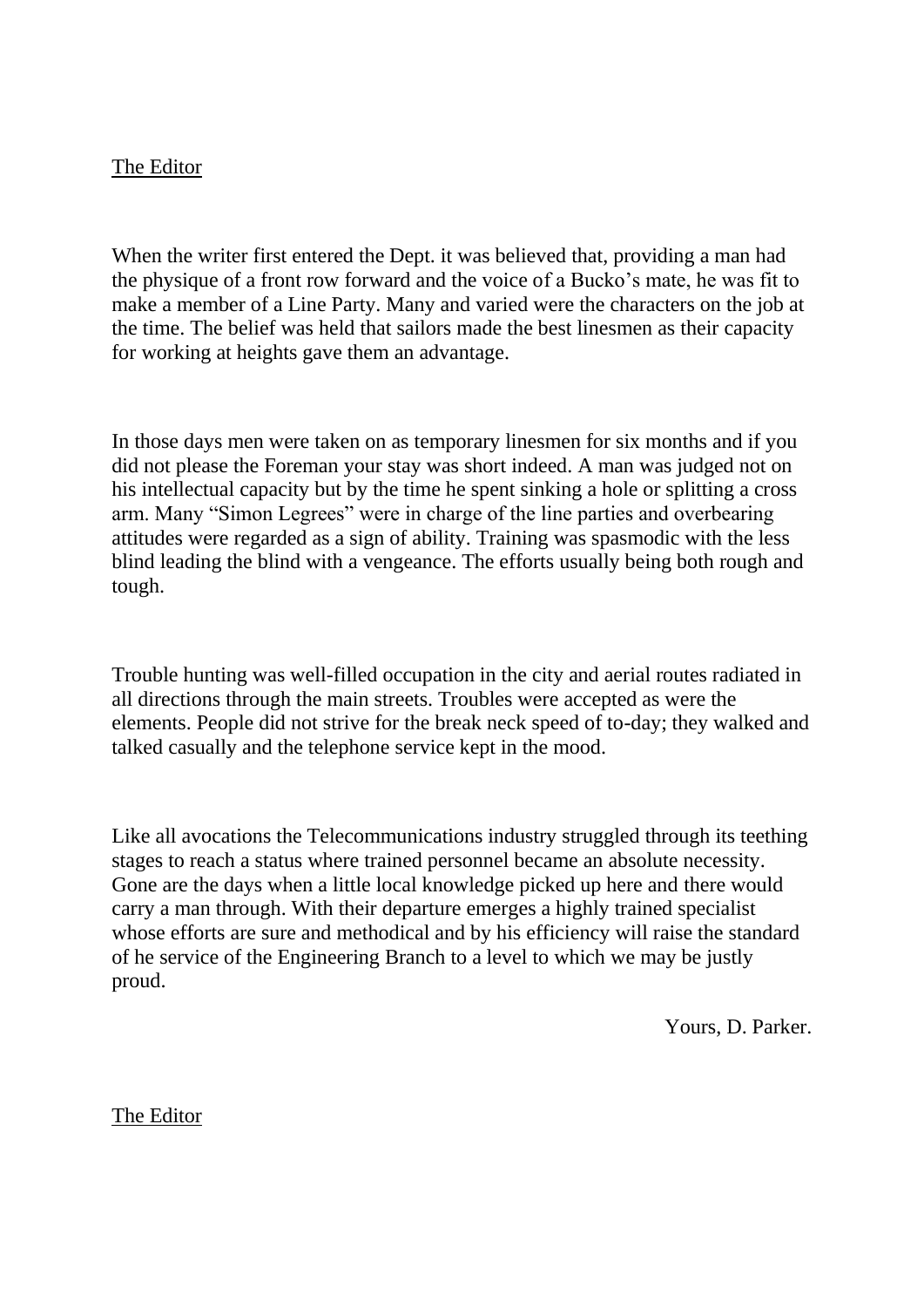<u>The Editor</u>

When the writer first entered the Dept. it was believed that, providing a man had the physique of a front row forward and the voice of a Bucko's mate, he was fit to make a member of a Line Party. Many and varied were the characters on the job at the time. The belief was held that sailors made the best linesmen as their capacity for working at heights gave them an advantage.

In those days men were taken on as temporary linesmen for six months and if you did not please the Foreman your stay was short indeed. A man was judged not on his intellectual capacity but by the time he spent sinking a hole or splitting a cross arm. Many "Simon Legrees" were in charge of the line parties and overbearing attitudes were regarded as a sign of ability. Training was spasmodic with the less blind leading the blind with a vengeance. The efforts usually being both rough and tough.

Trouble hunting was well-filled occupation in the city and aerial routes radiated in all directions through the main streets. Troubles were accepted as were the elements. People did not strive for the break neck speed of to-day; they walked and talked casually and the telephone service kept in the mood.

Like all avocations the Telecommunications industry struggled through its teething stages to reach a status where trained personnel became an absolute necessity. Gone are the days when a little local knowledge picked up here and there would carry a man through. With their departure emerges a highly trained specialist whose efforts are sure and methodical and by his efficiency will raise the standard of he service of the Engineering Branch to a level to which we may be justly proud.

Yours, D. Parker.

<u>The Editor</u>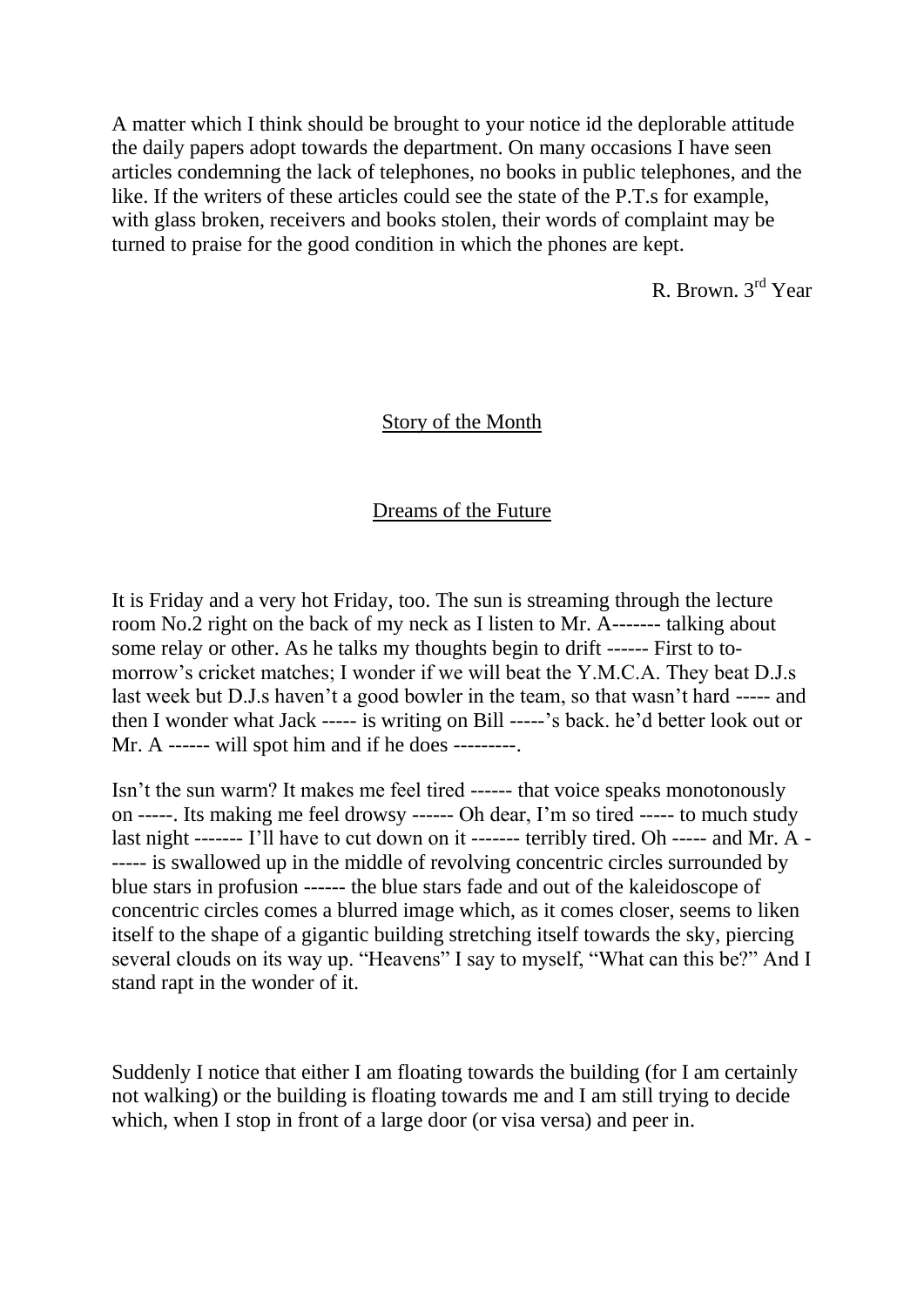A matter which I think should be brought to your notice id the deplorable attitude the daily papers adopt towards the department. On many occasions I have seen articles condemning the lack of telephones, no books in public telephones, and the like. If the writers of these articles could see the state of the P.T.s for example, with glass broken, receivers and books stolen, their words of complaint may be turned to praise for the good condition in which the phones are kept.

R. Brown. 3rd Year

## Story of the Month

### Dreams of the Future

It is Friday and a very hot Friday, too. The sun is streaming through the lecture room No.2 right on the back of my neck as I listen to Mr. A------- talking about some relay or other. As he talks my thoughts begin to drift ------ First to to-morrow's cricket matches; I wonder if we will beat the Y.M.C.A. They beat D.J.s last week but D.J.s haven't a good bowler in the team, so that wasn't hard ----- and then I wonder what Jack ----- is writing on Bill -----'s back. he'd better look out or Mr. A ------ will spot him and if he does ---------.

Isn't the sun warm? It makes me feel tired ------ that voice speaks monotonously on -----. Its making me feel drowsy ------ Oh dear, I'm so tired ----- to much study last night ------- I'll have to cut down on it ------- terribly tired. Oh ----- and Mr. A ------ is swallowed up in the middle of revolving concentric circles surrounded by blue stars in profusion ------ the blue stars fade and out of the kaleidoscope of concentric circles comes a blurred image which, as it comes closer, seems to liken itself to the shape of a gigantic building stretching itself towards the sky, piercing several clouds on its way up. "Heavens" I say to myself, "What can this be?" And I stand rapt in the wonder of it.

Suddenly I notice that either I am floating towards the building (for I am certainly not walking) or the building is floating towards me and I am still trying to decide which, when I stop in front of a large door (or visa versa) and peer in.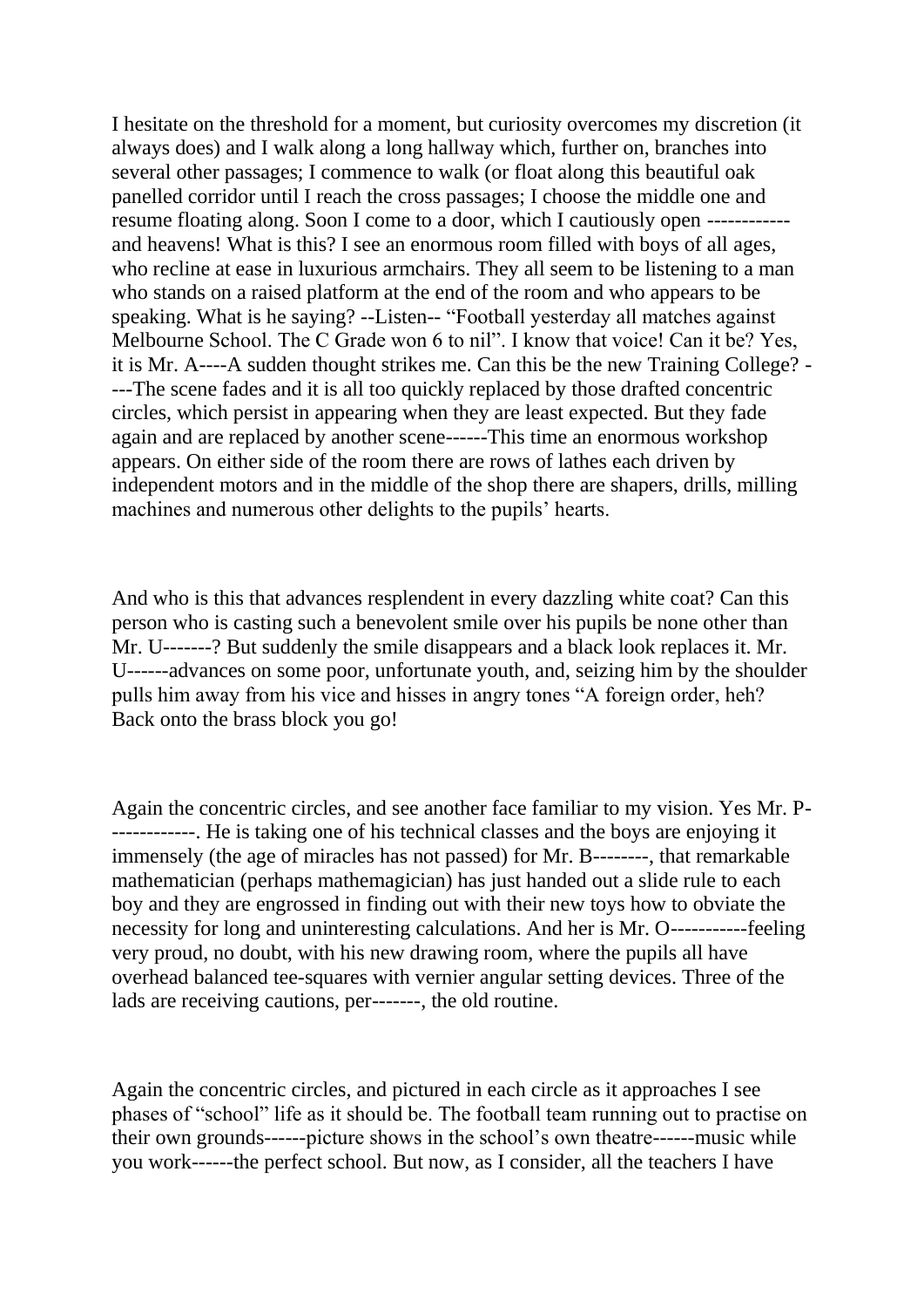I hesitate on the threshold for a moment, but curiosity overcomes my discretion (it always does) and I walk along a long hallway which, further on, branches into several other passages; I commence to walk (or float along this beautiful oak panelled corridor until I reach the cross passages; I choose the middle one and resume floating along. Soon I come to a door, which I cautiously open ----------- and heavens! What is this? I see an enormous room filled with boys of all ages, who recline at ease in luxurious armchairs. They all seem to be listening to a man who stands on a raised platform at the end of the room and who appears to be speaking. What is he saying? --Listen-- "Football yesterday all matches against Melbourne School. The C Grade won 6 to nil". I know that voice! Can it be? Yes, it is Mr. A----A sudden thought strikes me. Can this be the new Training College? ----The scene fades and it is all too quickly replaced by those drafted concentric circles, which persist in appearing when they are least expected. But they fade again and are replaced by another scene------This time an enormous workshop appears. On either side of the room there are rows of lathes each driven by independent motors and in the middle of the shop there are shapers, drills, milling machines and numerous other delights to the pupils' hearts.

And who is this that advances resplendent in every dazzling white coat? Can this person who is casting such a benevolent smile over his pupils be none other than Mr. U-------? But suddenly the smile disappears and a black look replaces it. Mr. U------advances on some poor, unfortunate youth, and, seizing him by the shoulder pulls him away from his vice and hisses in angry tones "A foreign order, heh? Back onto the brass block you go!

Again the concentric circles, and see another face familiar to my vision. Yes Mr. P-------------. He is taking one of his technical classes and the boys are enjoying it immensely (the age of miracles has not passed) for Mr. B--------, that remarkable mathematician (perhaps mathemagician) has just handed out a slide rule to each boy and they are engrossed in finding out with their new toys how to obviate the necessity for long and uninteresting calculations. And her is Mr. O-----------feeling very proud, no doubt, with his new drawing room, where the pupils all have overhead balanced tee-squares with vernier angular setting devices. Three of the lads are receiving cautions, per-------, the old routine.

Again the concentric circles, and pictured in each circle as it approaches I see phases of "school" life as it should be. The football team running out to practise on their own grounds------picture shows in the school's own theatre------music while you work------the perfect school. But now, as I consider, all the teachers I have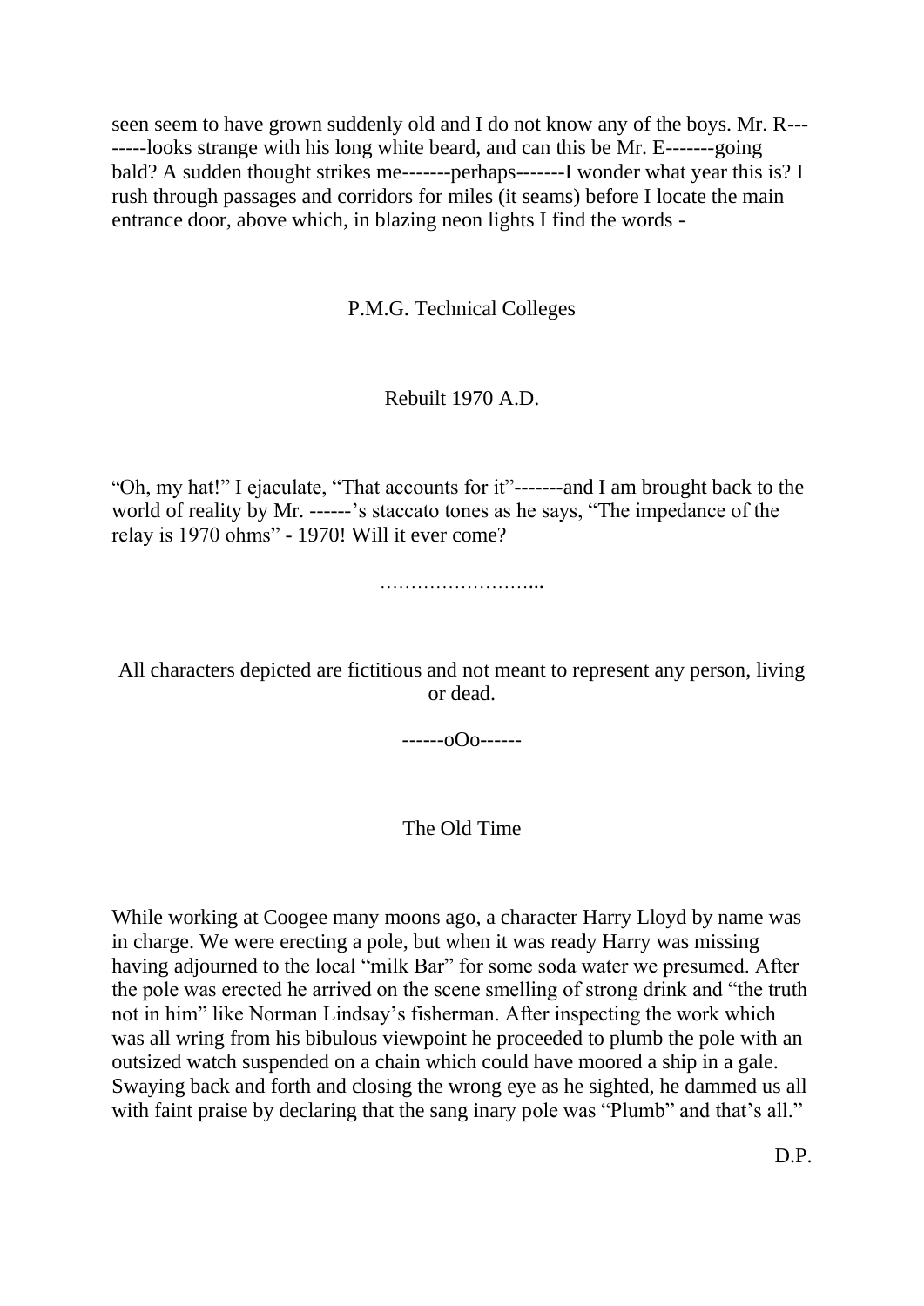seen seem to have grown suddenly old and I do not know any of the boys. Mr. R--------looks strange with his long white beard, and can this be Mr. E-------going bald? A sudden thought strikes me-------perhaps-------I wonder what year this is? I rush through passages and corridors for miles (it seams) before I locate the main entrance door, above which, in blazing neon lights I find the words -

P.M.G. Technical Colleges

Rebuilt 1970 A.D.

"Oh, my hat!" I ejaculate, "That accounts for it"-------and I am brought back to the world of reality by Mr. ------'s staccato tones as he says, "The impedance of the relay is 1970 ohms" - 1970! Will it ever come?

……………………...

All characters depicted are fictitious and not meant to represent any person, living or dead.

------oOo------

## The Old Time

While working at Coogee many moons ago, a character Harry Lloyd by name was in charge. We were erecting a pole, but when it was ready Harry was missing having adjourned to the local "milk Bar" for some soda water we presumed. After the pole was erected he arrived on the scene smelling of strong drink and "the truth not in him" like Norman Lindsay's fisherman. After inspecting the work which was all wring from his bibulous viewpoint he proceeded to plumb the pole with an outsized watch suspended on a chain which could have moored a ship in a gale. Swaying back and forth and closing the wrong eye as he sighted, he dammed us all with faint praise by declaring that the sang inary pole was "Plumb" and that's all."

D.P.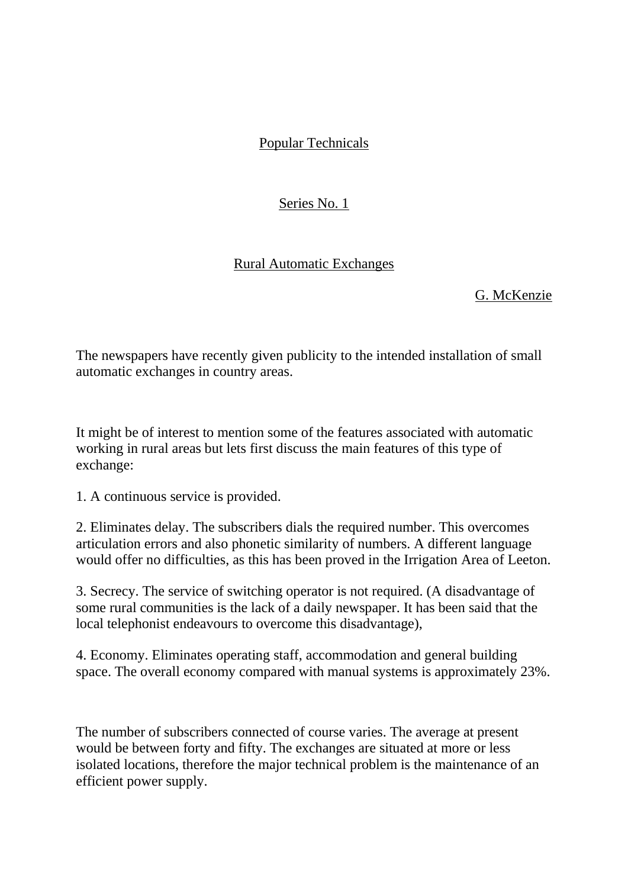Popular Technicals

Series No. 1

## Rural Automatic Exchanges

G. McKenzie

The newspapers have recently given publicity to the intended installation of small automatic exchanges in country areas.

It might be of interest to mention some of the features associated with automatic working in rural areas but lets first discuss the main features of this type of exchange:

1. A continuous service is provided.

2. Eliminates delay. The subscribers dials the required number. This overcomes articulation errors and also phonetic similarity of numbers. A different language would offer no difficulties, as this has been proved in the Irrigation Area of Leeton.

3. Secrecy. The service of switching operator is not required. (A disadvantage of some rural communities is the lack of a daily newspaper. It has been said that the local telephonist endeavours to overcome this disadvantage),

4. Economy. Eliminates operating staff, accommodation and general building space. The overall economy compared with manual systems is approximately 23%.

The number of subscribers connected of course varies. The average at present would be between forty and fifty. The exchanges are situated at more or less isolated locations, therefore the major technical problem is the maintenance of an efficient power supply.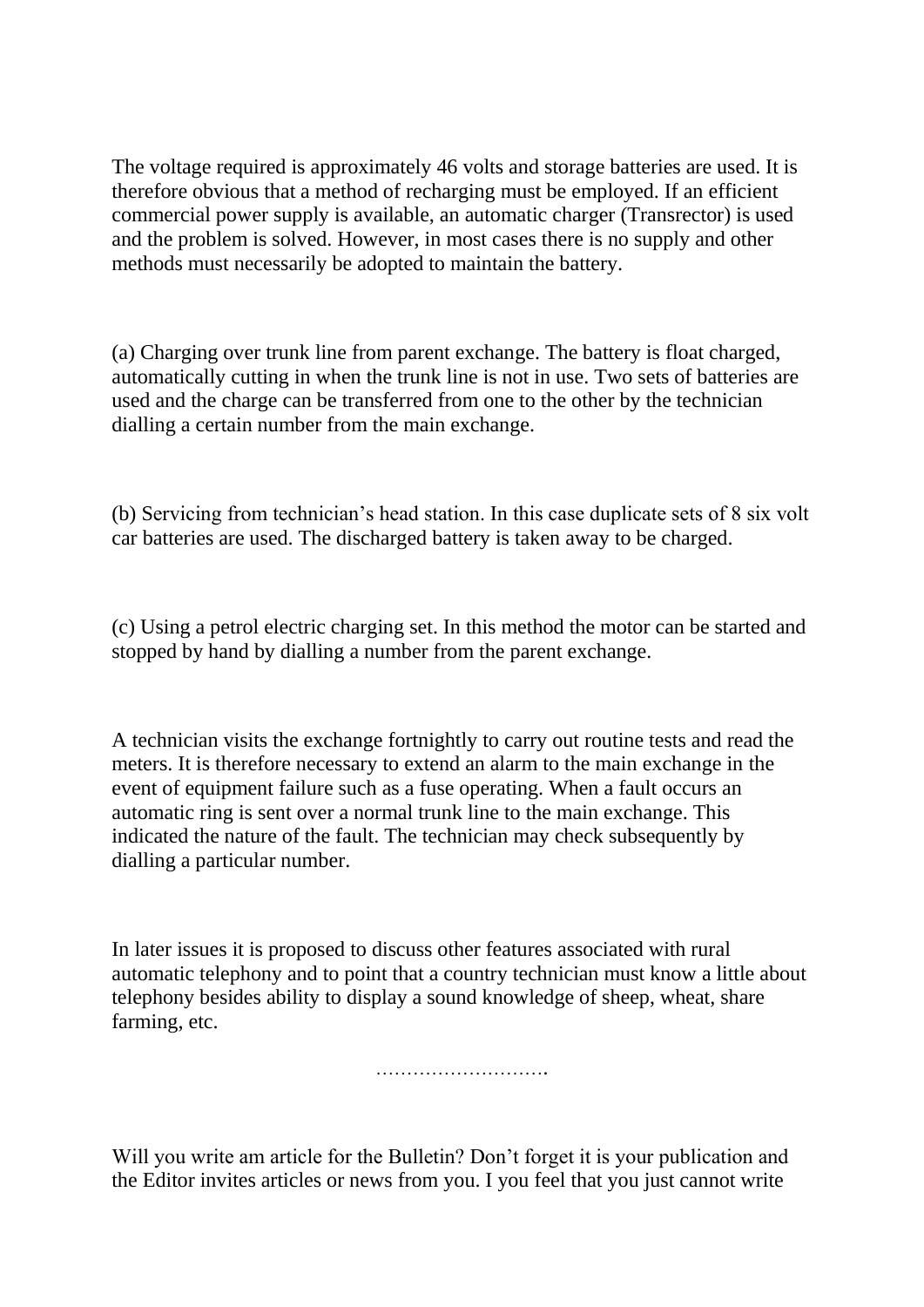The voltage required is approximately 46 volts and storage batteries are used. It is therefore obvious that a method of recharging must be employed. If an efficient commercial power supply is available, an automatic charger (Transrector) is used and the problem is solved. However, in most cases there is no supply and other methods must necessarily be adopted to maintain the battery.

(a) Charging over trunk line from parent exchange. The battery is float charged, automatically cutting in when the trunk line is not in use. Two sets of batteries are used and the charge can be transferred from one to the other by the technician dialling a certain number from the main exchange.

(b) Servicing from technician's head station. In this case duplicate sets of 8 six volt car batteries are used. The discharged battery is taken away to be charged.

(c) Using a petrol electric charging set. In this method the motor can be started and stopped by hand by dialling a number from the parent exchange.

A technician visits the exchange fortnightly to carry out routine tests and read the meters. It is therefore necessary to extend an alarm to the main exchange in the event of equipment failure such as a fuse operating. When a fault occurs an automatic ring is sent over a normal trunk line to the main exchange. This indicated the nature of the fault. The technician may check subsequently by dialling a particular number.

In later issues it is proposed to discuss other features associated with rural automatic telephony and to point that a country technician must know a little about telephony besides ability to display a sound knowledge of sheep, wheat, share farming, etc.

……………………….

Will you write am article for the Bulletin? Don't forget it is your publication and the Editor invites articles or news from you. I you feel that you just cannot write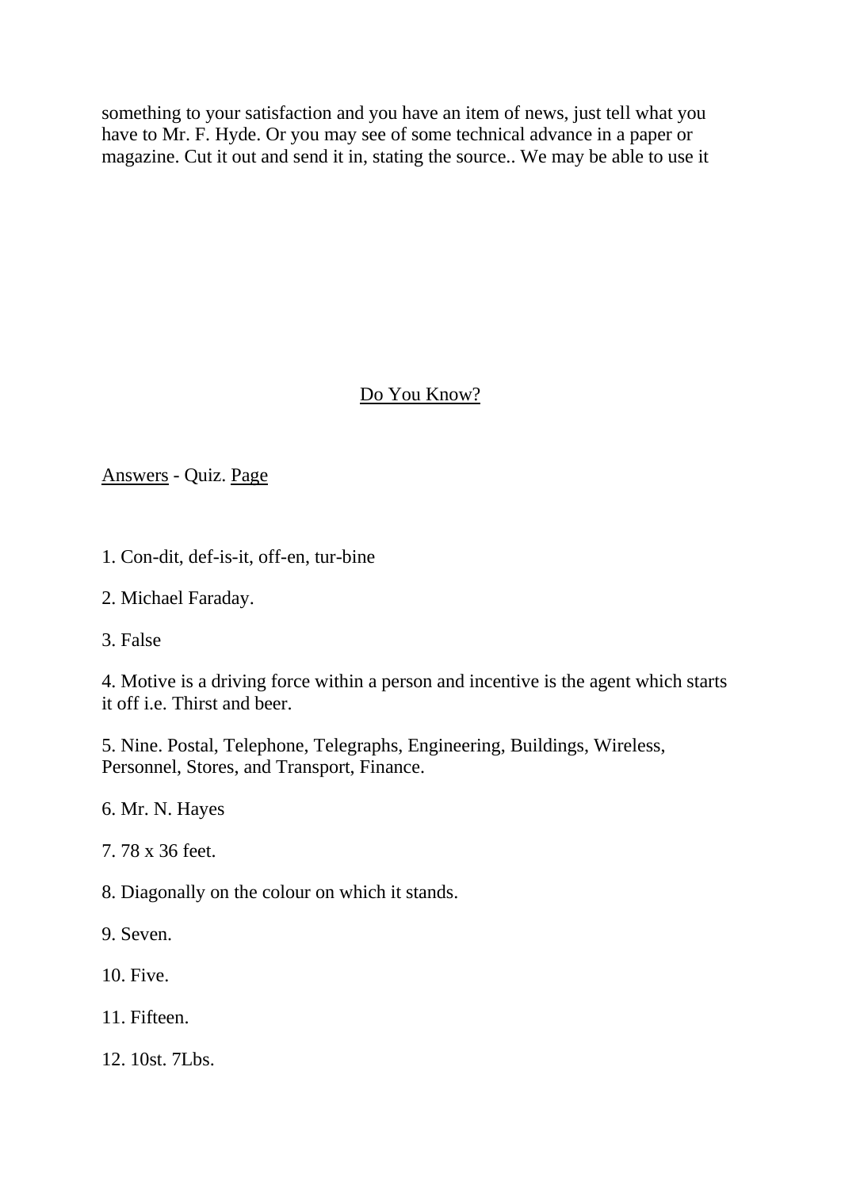something to your satisfaction and you have an item of news, just tell what you have to Mr. F. Hyde. Or you may see of some technical advance in a paper or magazine. Cut it out and send it in, stating the source.. We may be able to use it

## Do You Know?

Answers - Quiz. Page

1. Con-dit, def-is-it, off-en, tur-bine

2. Michael Faraday.

3. False

4. Motive is a driving force within a person and incentive is the agent which starts it off i.e. Thirst and beer.

5. Nine. Postal, Telephone, Telegraphs, Engineering, Buildings, Wireless, Personnel, Stores, and Transport, Finance.

6. Mr. N. Hayes

7. 78 x 36 feet.

8. Diagonally on the colour on which it stands.

9. Seven.

10. Five.

11. Fifteen.

12. 10st. 7Lbs.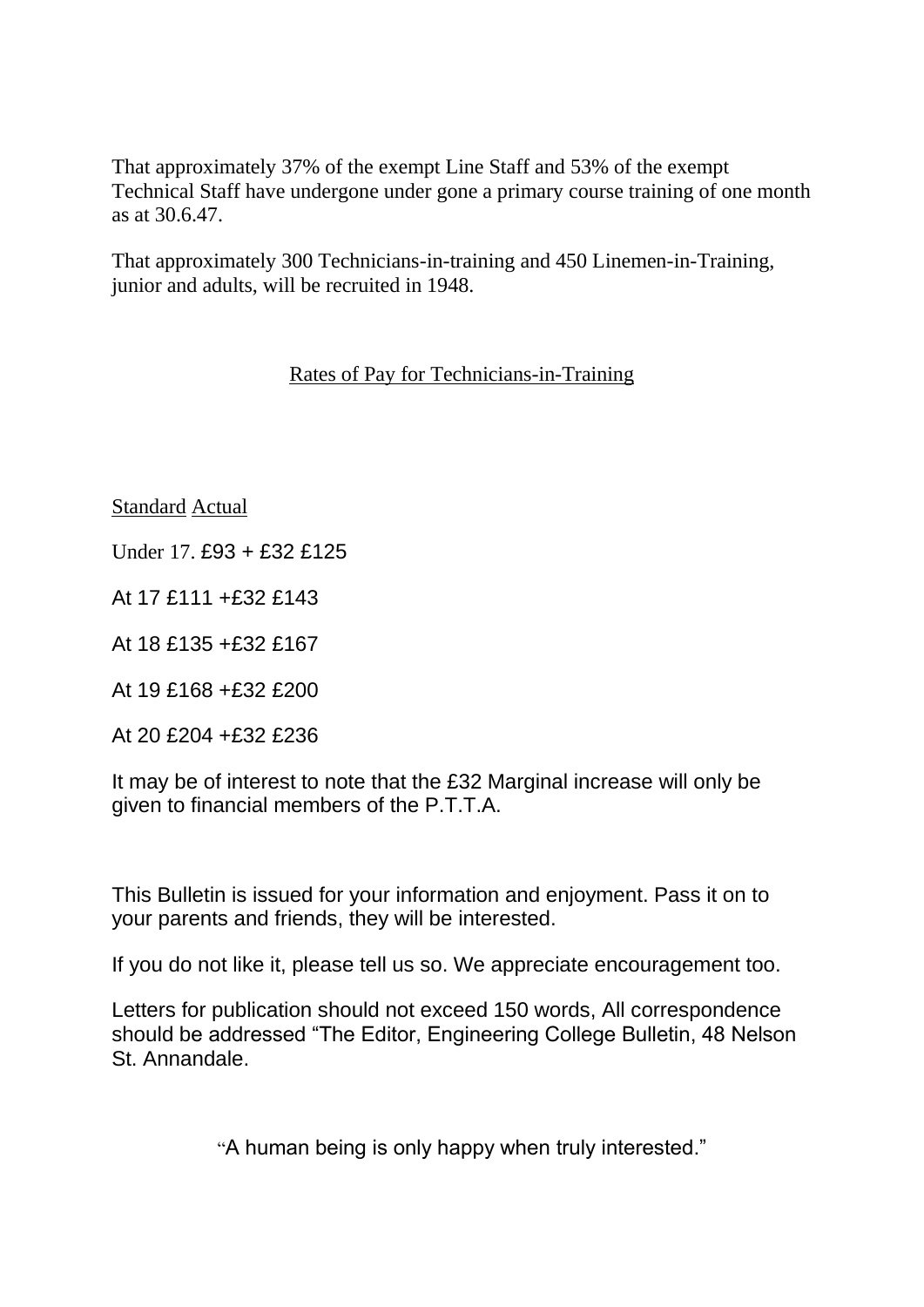That approximately 37% of the exempt Line Staff and 53% of the exempt Technical Staff have undergone under gone a primary course training of one month as at 30.6.47.

That approximately 300 Technicians-in-training and 450 Linemen-in-Training, junior and adults, will be recruited in 1948.

<u>Rates of Pay for Technicians-in-Training</u>

| | Standard | | Actual |
|---|---|---|---|
| Under 17. | £93 | + £32 | £125 |
| At 17 | £111 | +£32 | £143 |
| At 18 | £135 | +£32 | £167 |
| At 19 | £168 | +£32 | £200 |
| At 20 | £204 | +£32 | £236 |

It may be of interest to note that the £32 Marginal increase will only be given to financial members of the P.T.T.A.

This Bulletin is issued for your information and enjoyment. Pass it on to your parents and friends, they will be interested.

If you do not like it, please tell us so. We appreciate encouragement too.

Letters for publication should not exceed 150 words, All correspondence should be addressed "The Editor, Engineering College Bulletin, 48 Nelson St. Annandale.

"A human being is only happy when truly interested."